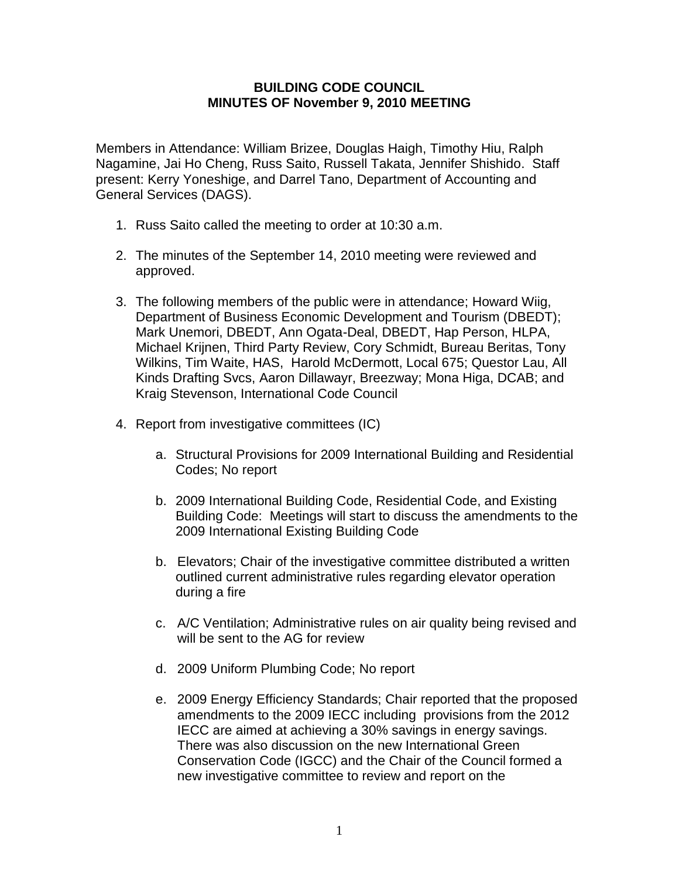**BUILDING CODE COUNCIL**
**MINUTES OF November 9, 2010 MEETING**

Members in Attendance: William Brizee, Douglas Haigh, Timothy Hiu, Ralph Nagamine, Jai Ho Cheng, Russ Saito, Russell Takata, Jennifer Shishido. Staff present: Kerry Yoneshige, and Darrel Tano, Department of Accounting and General Services (DAGS).

1. Russ Saito called the meeting to order at 10:30 a.m.

2. The minutes of the September 14, 2010 meeting were reviewed and approved.

3. The following members of the public were in attendance; Howard Wiig, Department of Business Economic Development and Tourism (DBEDT); Mark Unemori, DBEDT, Ann Ogata-Deal, DBEDT, Hap Person, HLPA, Michael Krijnen, Third Party Review, Cory Schmidt, Bureau Beritas, Tony Wilkins, Tim Waite, HAS, Harold McDermott, Local 675; Questor Lau, All Kinds Drafting Svcs, Aaron Dillawayr, Breezway; Mona Higa, DCAB; and Kraig Stevenson, International Code Council

4. Report from investigative committees (IC)

   a. Structural Provisions for 2009 International Building and Residential Codes; No report

   b. 2009 International Building Code, Residential Code, and Existing Building Code: Meetings will start to discuss the amendments to the 2009 International Existing Building Code

   b. Elevators; Chair of the investigative committee distributed a written outlined current administrative rules regarding elevator operation during a fire

   c. A/C Ventilation; Administrative rules on air quality being revised and will be sent to the AG for review

   d. 2009 Uniform Plumbing Code; No report

   e. 2009 Energy Efficiency Standards; Chair reported that the proposed amendments to the 2009 IECC including provisions from the 2012 IECC are aimed at achieving a 30% savings in energy savings. There was also discussion on the new International Green Conservation Code (IGCC) and the Chair of the Council formed a new investigative committee to review and report on the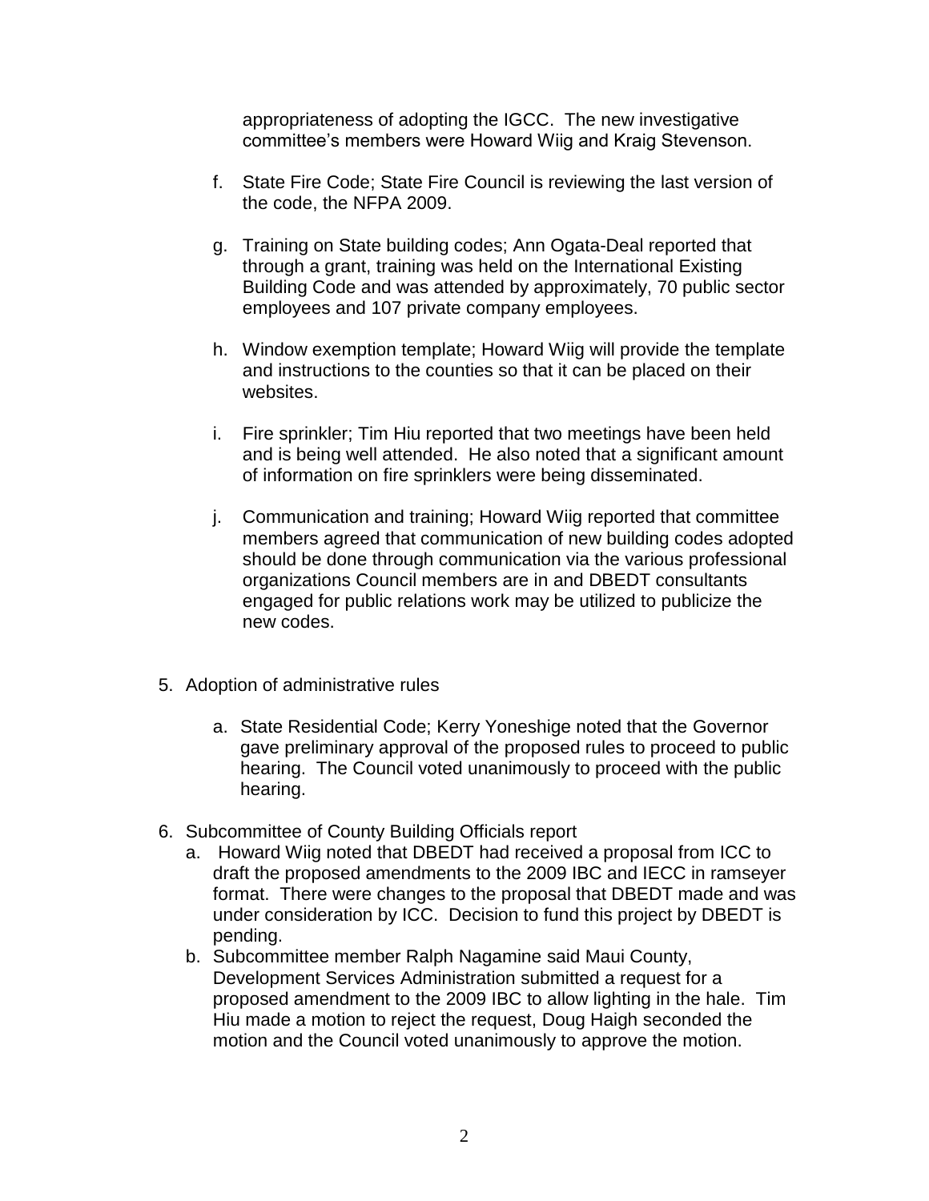appropriateness of adopting the IGCC. The new investigative committee's members were Howard Wiig and Kraig Stevenson.

f. State Fire Code; State Fire Council is reviewing the last version of the code, the NFPA 2009.

g. Training on State building codes; Ann Ogata-Deal reported that through a grant, training was held on the International Existing Building Code and was attended by approximately, 70 public sector employees and 107 private company employees.

h. Window exemption template; Howard Wiig will provide the template and instructions to the counties so that it can be placed on their websites.

i. Fire sprinkler; Tim Hiu reported that two meetings have been held and is being well attended. He also noted that a significant amount of information on fire sprinklers were being disseminated.

j. Communication and training; Howard Wiig reported that committee members agreed that communication of new building codes adopted should be done through communication via the various professional organizations Council members are in and DBEDT consultants engaged for public relations work may be utilized to publicize the new codes.

5. Adoption of administrative rules

   a. State Residential Code; Kerry Yoneshige noted that the Governor gave preliminary approval of the proposed rules to proceed to public hearing. The Council voted unanimously to proceed with the public hearing.

6. Subcommittee of County Building Officials report

   a. Howard Wiig noted that DBEDT had received a proposal from ICC to draft the proposed amendments to the 2009 IBC and IECC in ramseyer format. There were changes to the proposal that DBEDT made and was under consideration by ICC. Decision to fund this project by DBEDT is pending.

   b. Subcommittee member Ralph Nagamine said Maui County, Development Services Administration submitted a request for a proposed amendment to the 2009 IBC to allow lighting in the hale. Tim Hiu made a motion to reject the request, Doug Haigh seconded the motion and the Council voted unanimously to approve the motion.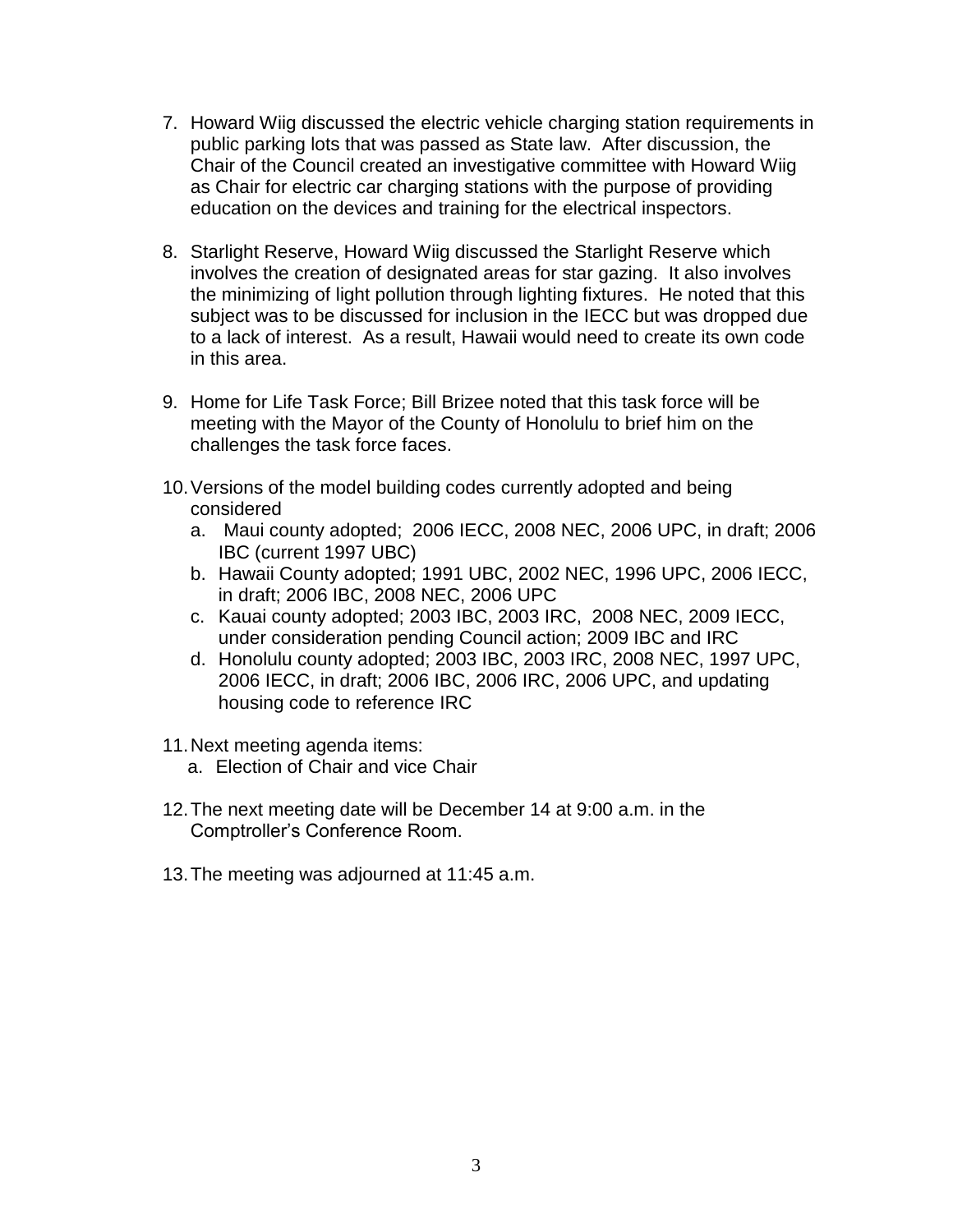7. Howard Wiig discussed the electric vehicle charging station requirements in public parking lots that was passed as State law. After discussion, the Chair of the Council created an investigative committee with Howard Wiig as Chair for electric car charging stations with the purpose of providing education on the devices and training for the electrical inspectors.

8. Starlight Reserve, Howard Wiig discussed the Starlight Reserve which involves the creation of designated areas for star gazing. It also involves the minimizing of light pollution through lighting fixtures. He noted that this subject was to be discussed for inclusion in the IECC but was dropped due to a lack of interest. As a result, Hawaii would need to create its own code in this area.

9. Home for Life Task Force; Bill Brizee noted that this task force will be meeting with the Mayor of the County of Honolulu to brief him on the challenges the task force faces.

10. Versions of the model building codes currently adopted and being considered
    a. Maui county adopted; 2006 IECC, 2008 NEC, 2006 UPC, in draft; 2006 IBC (current 1997 UBC)
    b. Hawaii County adopted; 1991 UBC, 2002 NEC, 1996 UPC, 2006 IECC, in draft; 2006 IBC, 2008 NEC, 2006 UPC
    c. Kauai county adopted; 2003 IBC, 2003 IRC, 2008 NEC, 2009 IECC, under consideration pending Council action; 2009 IBC and IRC
    d. Honolulu county adopted; 2003 IBC, 2003 IRC, 2008 NEC, 1997 UPC, 2006 IECC, in draft; 2006 IBC, 2006 IRC, 2006 UPC, and updating housing code to reference IRC

11. Next meeting agenda items:
    a. Election of Chair and vice Chair

12. The next meeting date will be December 14 at 9:00 a.m. in the Comptroller's Conference Room.

13. The meeting was adjourned at 11:45 a.m.